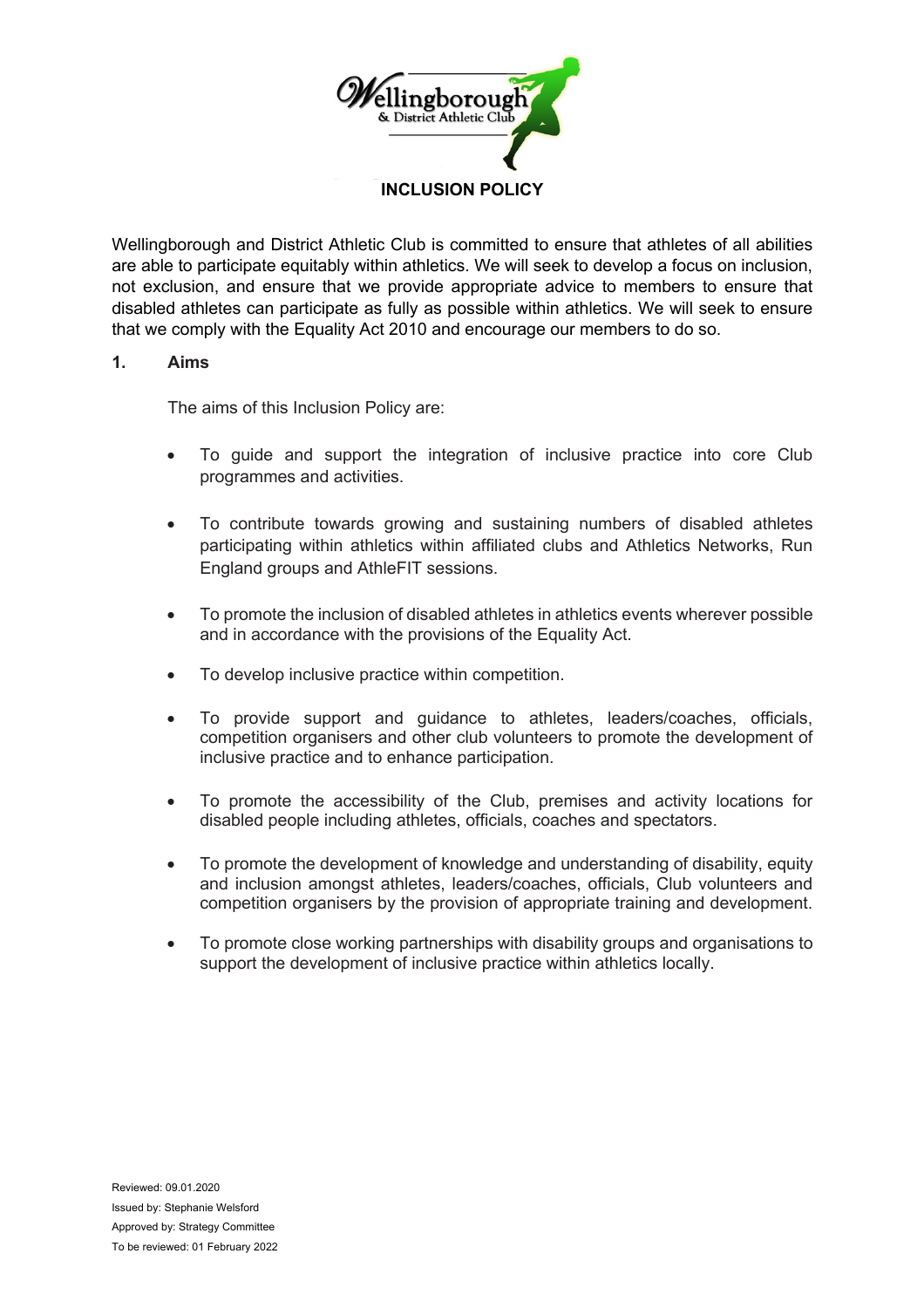# INCLUSION POLICY

Wellingborough and District Athletic Club is committed to ensure that athletes of all abilities are able to participate equitably within athletics. We will seek to develop a focus on inclusion, not exclusion, and ensure that we provide appropriate advice to members to ensure that disabled athletes can participate as fully as possible within athletics. We will seek to ensure that we comply with the Equality Act 2010 and encourage our members to do so.

## 1. Aims

The aims of this Inclusion Policy are:

- To guide and support the integration of inclusive practice into core Club programmes and activities.
- To contribute towards growing and sustaining numbers of disabled athletes participating within athletics within affiliated clubs and Athletics Networks, Run England groups and AthleFIT sessions.
- To promote the inclusion of disabled athletes in athletics events wherever possible and in accordance with the provisions of the Equality Act.
- To develop inclusive practice within competition.
- To provide support and guidance to athletes, leaders/coaches, officials, competition organisers and other club volunteers to promote the development of inclusive practice and to enhance participation.
- To promote the accessibility of the Club, premises and activity locations for disabled people including athletes, officials, coaches and spectators.
- To promote the development of knowledge and understanding of disability, equity and inclusion amongst athletes, leaders/coaches, officials, Club volunteers and competition organisers by the provision of appropriate training and development.
- To promote close working partnerships with disability groups and organisations to support the development of inclusive practice within athletics locally.

Reviewed: 09.01.2020
Issued by: Stephanie Welsford
Approved by: Strategy Committee
To be reviewed: 01 February 2022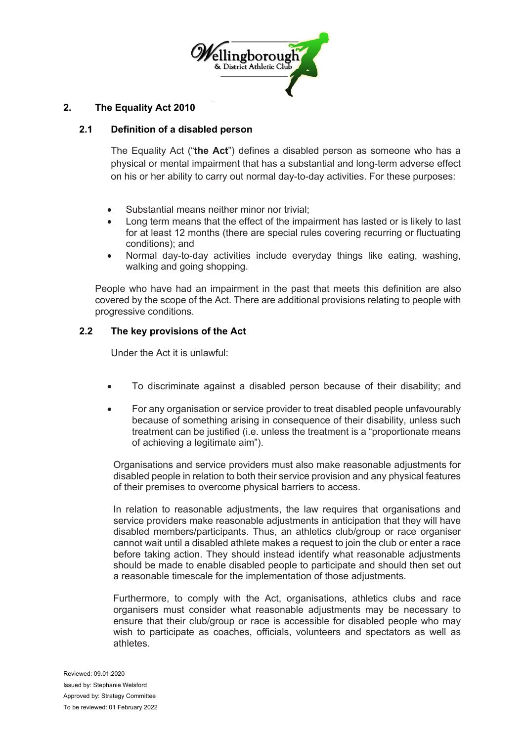## 2. The Equality Act 2010

### 2.1 Definition of a disabled person

The Equality Act ("**the Act**") defines a disabled person as someone who has a physical or mental impairment that has a substantial and long-term adverse effect on his or her ability to carry out normal day-to-day activities. For these purposes:

- Substantial means neither minor nor trivial;
- Long term means that the effect of the impairment has lasted or is likely to last for at least 12 months (there are special rules covering recurring or fluctuating conditions); and
- Normal day-to-day activities include everyday things like eating, washing, walking and going shopping.

People who have had an impairment in the past that meets this definition are also covered by the scope of the Act. There are additional provisions relating to people with progressive conditions.

### 2.2 The key provisions of the Act

Under the Act it is unlawful:

- To discriminate against a disabled person because of their disability; and
- For any organisation or service provider to treat disabled people unfavourably because of something arising in consequence of their disability, unless such treatment can be justified (i.e. unless the treatment is a "proportionate means of achieving a legitimate aim").

Organisations and service providers must also make reasonable adjustments for disabled people in relation to both their service provision and any physical features of their premises to overcome physical barriers to access.

In relation to reasonable adjustments, the law requires that organisations and service providers make reasonable adjustments in anticipation that they will have disabled members/participants. Thus, an athletics club/group or race organiser cannot wait until a disabled athlete makes a request to join the club or enter a race before taking action. They should instead identify what reasonable adjustments should be made to enable disabled people to participate and should then set out a reasonable timescale for the implementation of those adjustments.

Furthermore, to comply with the Act, organisations, athletics clubs and race organisers must consider what reasonable adjustments may be necessary to ensure that their club/group or race is accessible for disabled people who may wish to participate as coaches, officials, volunteers and spectators as well as athletes.

Reviewed: 09.01.2020
Issued by: Stephanie Welsford
Approved by: Strategy Committee
To be reviewed: 01 February 2022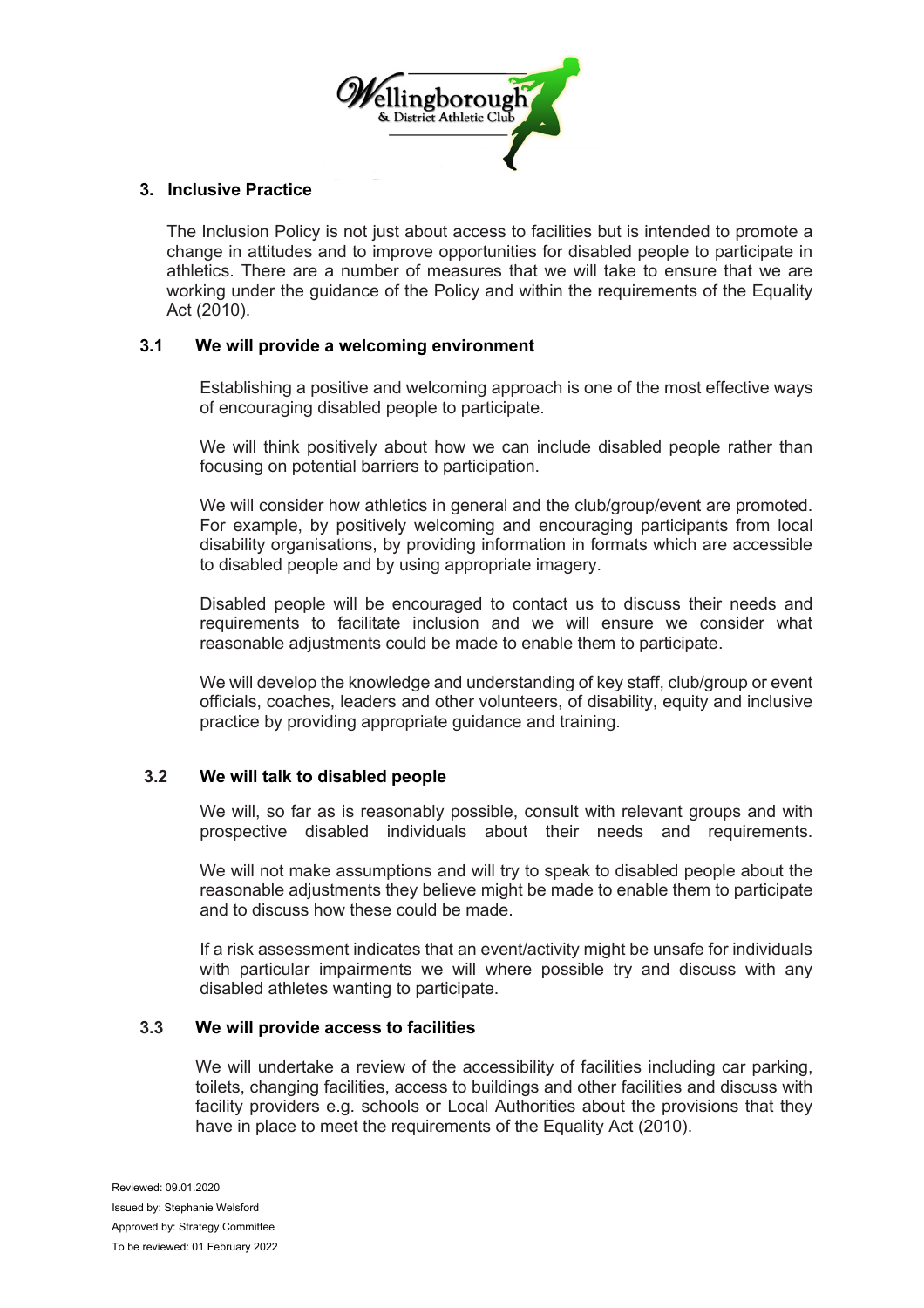## 3. Inclusive Practice

The Inclusion Policy is not just about access to facilities but is intended to promote a change in attitudes and to improve opportunities for disabled people to participate in athletics. There are a number of measures that we will take to ensure that we are working under the guidance of the Policy and within the requirements of the Equality Act (2010).

### 3.1 We will provide a welcoming environment

Establishing a positive and welcoming approach is one of the most effective ways of encouraging disabled people to participate.

We will think positively about how we can include disabled people rather than focusing on potential barriers to participation.

We will consider how athletics in general and the club/group/event are promoted. For example, by positively welcoming and encouraging participants from local disability organisations, by providing information in formats which are accessible to disabled people and by using appropriate imagery.

Disabled people will be encouraged to contact us to discuss their needs and requirements to facilitate inclusion and we will ensure we consider what reasonable adjustments could be made to enable them to participate.

We will develop the knowledge and understanding of key staff, club/group or event officials, coaches, leaders and other volunteers, of disability, equity and inclusive practice by providing appropriate guidance and training.

### 3.2 We will talk to disabled people

We will, so far as is reasonably possible, consult with relevant groups and with prospective disabled individuals about their needs and requirements.

We will not make assumptions and will try to speak to disabled people about the reasonable adjustments they believe might be made to enable them to participate and to discuss how these could be made.

If a risk assessment indicates that an event/activity might be unsafe for individuals with particular impairments we will where possible try and discuss with any disabled athletes wanting to participate.

### 3.3 We will provide access to facilities

We will undertake a review of the accessibility of facilities including car parking, toilets, changing facilities, access to buildings and other facilities and discuss with facility providers e.g. schools or Local Authorities about the provisions that they have in place to meet the requirements of the Equality Act (2010).

Reviewed: 09.01.2020
Issued by: Stephanie Welsford
Approved by: Strategy Committee
To be reviewed: 01 February 2022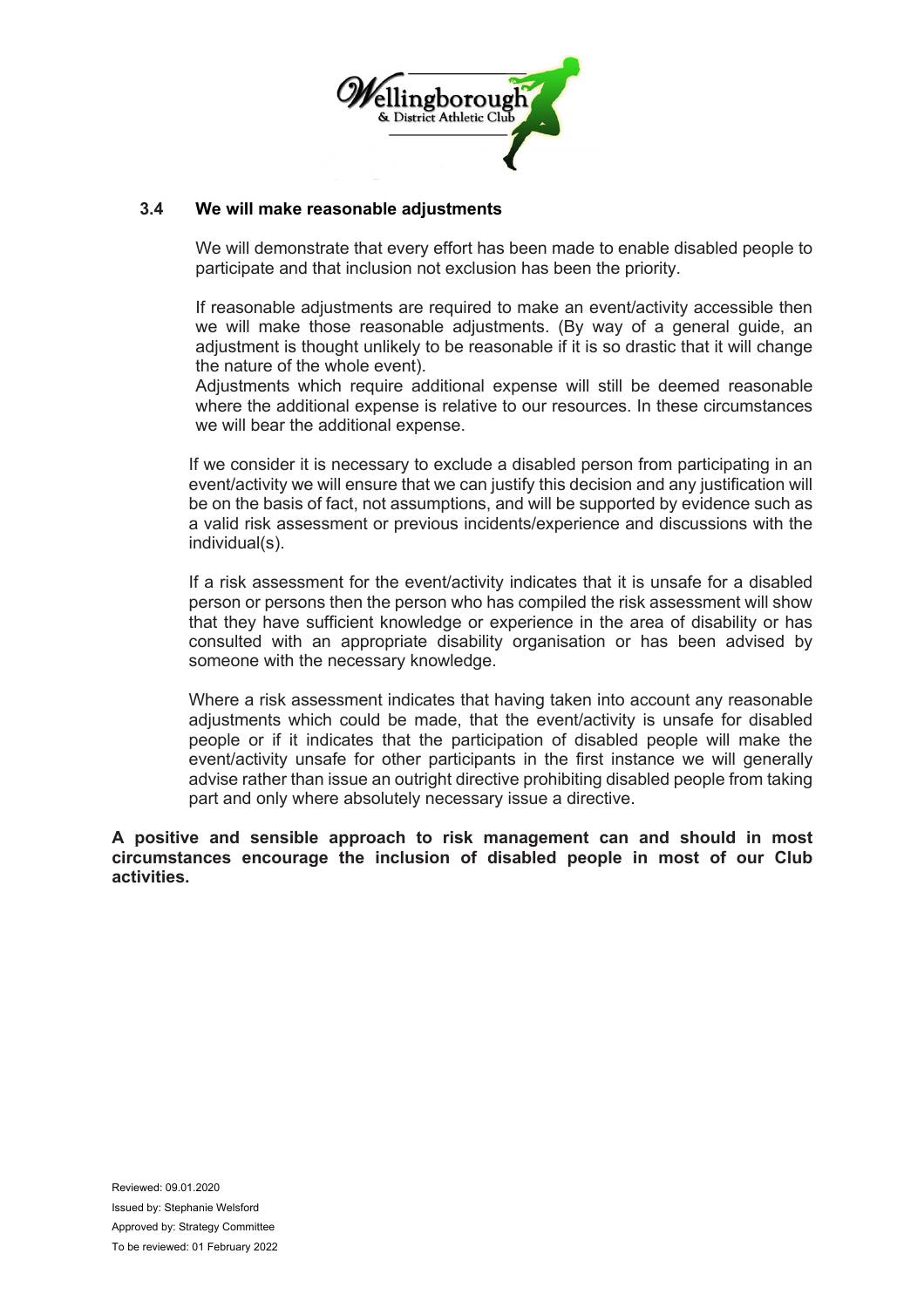### 3.4 We will make reasonable adjustments

We will demonstrate that every effort has been made to enable disabled people to participate and that inclusion not exclusion has been the priority.

If reasonable adjustments are required to make an event/activity accessible then we will make those reasonable adjustments. (By way of a general guide, an adjustment is thought unlikely to be reasonable if it is so drastic that it will change the nature of the whole event).
Adjustments which require additional expense will still be deemed reasonable where the additional expense is relative to our resources. In these circumstances we will bear the additional expense.

If we consider it is necessary to exclude a disabled person from participating in an event/activity we will ensure that we can justify this decision and any justification will be on the basis of fact, not assumptions, and will be supported by evidence such as a valid risk assessment or previous incidents/experience and discussions with the individual(s).

If a risk assessment for the event/activity indicates that it is unsafe for a disabled person or persons then the person who has compiled the risk assessment will show that they have sufficient knowledge or experience in the area of disability or has consulted with an appropriate disability organisation or has been advised by someone with the necessary knowledge.

Where a risk assessment indicates that having taken into account any reasonable adjustments which could be made, that the event/activity is unsafe for disabled people or if it indicates that the participation of disabled people will make the event/activity unsafe for other participants in the first instance we will generally advise rather than issue an outright directive prohibiting disabled people from taking part and only where absolutely necessary issue a directive.

**A positive and sensible approach to risk management can and should in most circumstances encourage the inclusion of disabled people in most of our Club activities.**

Reviewed: 09.01.2020
Issued by: Stephanie Welsford
Approved by: Strategy Committee
To be reviewed: 01 February 2022